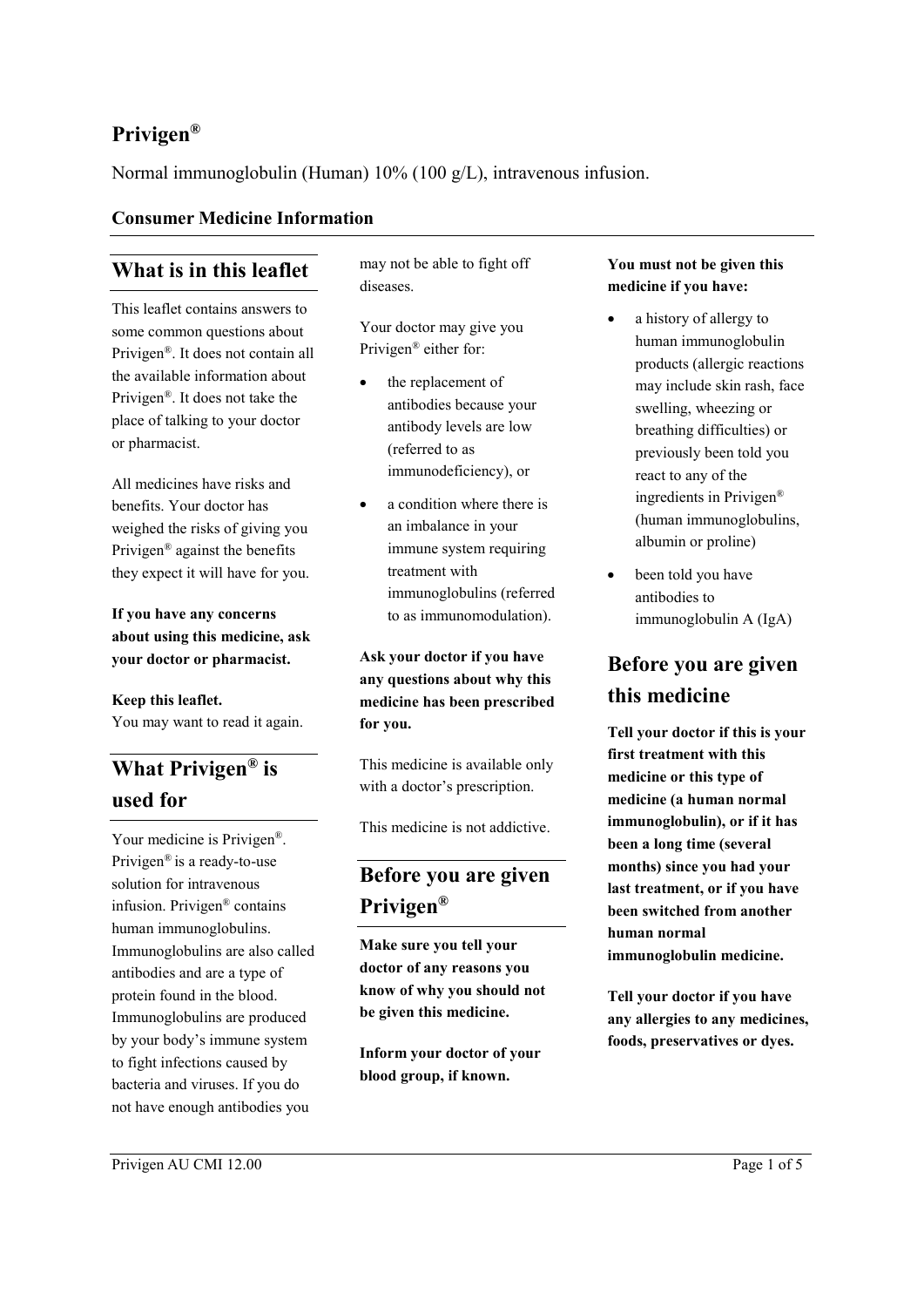# Privigen®

Normal immunoglobulin (Human) 10% (100 g/L), intravenous infusion.

**Consumer Medicine Information**

## What is in this leaflet

This leaflet contains answers to some common questions about Privigen®. It does not contain all the available information about Privigen®. It does not take the place of talking to your doctor or pharmacist.

All medicines have risks and benefits. Your doctor has weighed the risks of giving you Privigen® against the benefits they expect it will have for you.

**If you have any concerns about using this medicine, ask your doctor or pharmacist.**

**Keep this leaflet.**
You may want to read it again.

## What Privigen® is used for

Your medicine is Privigen®. Privigen® is a ready-to-use solution for intravenous infusion. Privigen® contains human immunoglobulins. Immunoglobulins are also called antibodies and are a type of protein found in the blood. Immunoglobulins are produced by your body's immune system to fight infections caused by bacteria and viruses. If you do not have enough antibodies you may not be able to fight off diseases.

Your doctor may give you Privigen® either for:

- the replacement of antibodies because your antibody levels are low (referred to as immunodeficiency), or
- a condition where there is an imbalance in your immune system requiring treatment with immunoglobulins (referred to as immunomodulation).

**Ask your doctor if you have any questions about why this medicine has been prescribed for you.**

This medicine is available only with a doctor's prescription.

This medicine is not addictive.

## Before you are given Privigen®

**Make sure you tell your doctor of any reasons you know of why you should not be given this medicine.**

**Inform your doctor of your blood group, if known.**

**You must not be given this medicine if you have:**

- a history of allergy to human immunoglobulin products (allergic reactions may include skin rash, face swelling, wheezing or breathing difficulties) or previously been told you react to any of the ingredients in Privigen® (human immunoglobulins, albumin or proline)
- been told you have antibodies to immunoglobulin A (IgA)

## Before you are given this medicine

**Tell your doctor if this is your first treatment with this medicine or this type of medicine (a human normal immunoglobulin), or if it has been a long time (several months) since you had your last treatment, or if you have been switched from another human normal immunoglobulin medicine.**

**Tell your doctor if you have any allergies to any medicines, foods, preservatives or dyes.**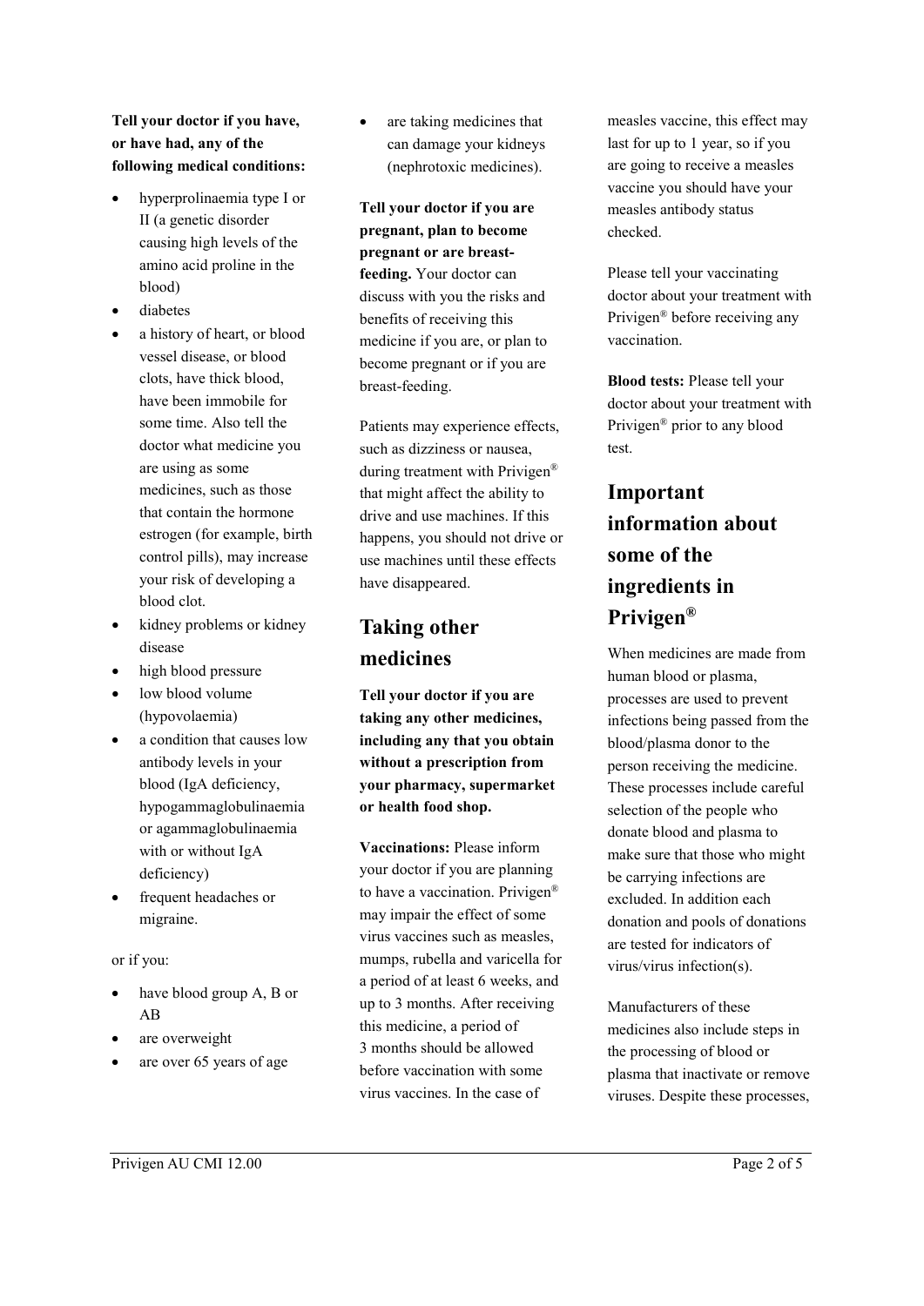**Tell your doctor if you have, or have had, any of the following medical conditions:**

- hyperprolinaemia type I or II (a genetic disorder causing high levels of the amino acid proline in the blood)
- diabetes
- a history of heart, or blood vessel disease, or blood clots, have thick blood, have been immobile for some time. Also tell the doctor what medicine you are using as some medicines, such as those that contain the hormone estrogen (for example, birth control pills), may increase your risk of developing a blood clot.
- kidney problems or kidney disease
- high blood pressure
- low blood volume (hypovolaemia)
- a condition that causes low antibody levels in your blood (IgA deficiency, hypogammaglobulinaemia or agammaglobulinaemia with or without IgA deficiency)
- frequent headaches or migraine.

or if you:

- have blood group A, B or AB
- are overweight
- are over 65 years of age
- are taking medicines that can damage your kidneys (nephrotoxic medicines).

**Tell your doctor if you are pregnant, plan to become pregnant or are breast-feeding.** Your doctor can discuss with you the risks and benefits of receiving this medicine if you are, or plan to become pregnant or if you are breast-feeding.

Patients may experience effects, such as dizziness or nausea, during treatment with Privigen® that might affect the ability to drive and use machines. If this happens, you should not drive or use machines until these effects have disappeared.

## Taking other medicines

**Tell your doctor if you are taking any other medicines, including any that you obtain without a prescription from your pharmacy, supermarket or health food shop.**

**Vaccinations:** Please inform your doctor if you are planning to have a vaccination. Privigen® may impair the effect of some virus vaccines such as measles, mumps, rubella and varicella for a period of at least 6 weeks, and up to 3 months. After receiving this medicine, a period of 3 months should be allowed before vaccination with some virus vaccines. In the case of measles vaccine, this effect may last for up to 1 year, so if you are going to receive a measles vaccine you should have your measles antibody status checked.

Please tell your vaccinating doctor about your treatment with Privigen® before receiving any vaccination.

**Blood tests:** Please tell your doctor about your treatment with Privigen® prior to any blood test.

## Important information about some of the ingredients in Privigen®

When medicines are made from human blood or plasma, processes are used to prevent infections being passed from the blood/plasma donor to the person receiving the medicine. These processes include careful selection of the people who donate blood and plasma to make sure that those who might be carrying infections are excluded. In addition each donation and pools of donations are tested for indicators of virus/virus infection(s).

Manufacturers of these medicines also include steps in the processing of blood or plasma that inactivate or remove viruses. Despite these processes,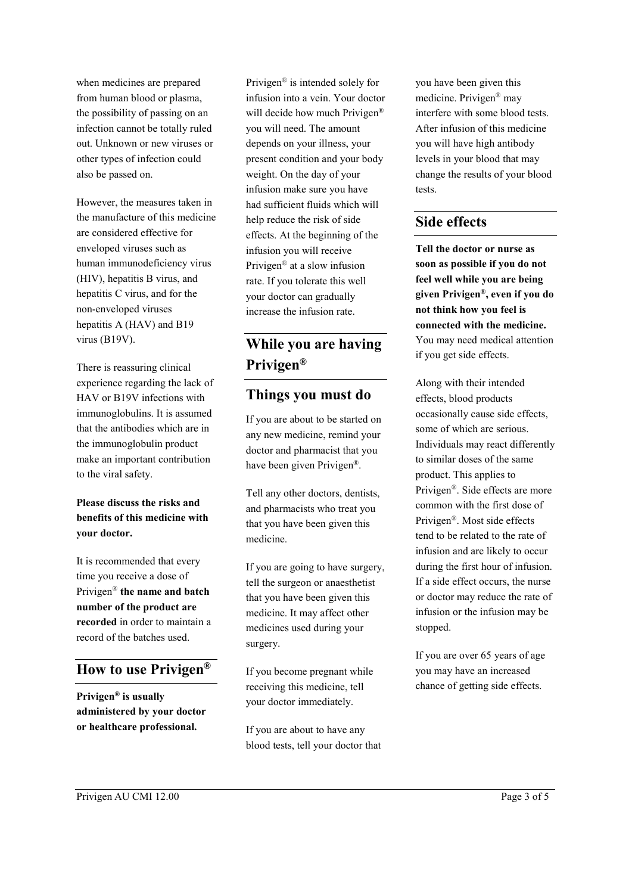when medicines are prepared from human blood or plasma, the possibility of passing on an infection cannot be totally ruled out. Unknown or new viruses or other types of infection could also be passed on.

However, the measures taken in the manufacture of this medicine are considered effective for enveloped viruses such as human immunodeficiency virus (HIV), hepatitis B virus, and hepatitis C virus, and for the non-enveloped viruses hepatitis A (HAV) and B19 virus (B19V).

There is reassuring clinical experience regarding the lack of HAV or B19V infections with immunoglobulins. It is assumed that the antibodies which are in the immunoglobulin product make an important contribution to the viral safety.

**Please discuss the risks and benefits of this medicine with your doctor.**

It is recommended that every time you receive a dose of Privigen® **the name and batch number of the product are recorded** in order to maintain a record of the batches used.

## How to use Privigen®

**Privigen® is usually administered by your doctor or healthcare professional.**

Privigen® is intended solely for infusion into a vein. Your doctor will decide how much Privigen® you will need. The amount depends on your illness, your present condition and your body weight. On the day of your infusion make sure you have had sufficient fluids which will help reduce the risk of side effects. At the beginning of the infusion you will receive Privigen® at a slow infusion rate. If you tolerate this well your doctor can gradually increase the infusion rate.

## While you are having Privigen®

## Things you must do

If you are about to be started on any new medicine, remind your doctor and pharmacist that you have been given Privigen®.

Tell any other doctors, dentists, and pharmacists who treat you that you have been given this medicine.

If you are going to have surgery, tell the surgeon or anaesthetist that you have been given this medicine. It may affect other medicines used during your surgery.

If you become pregnant while receiving this medicine, tell your doctor immediately.

If you are about to have any blood tests, tell your doctor that you have been given this medicine. Privigen® may interfere with some blood tests. After infusion of this medicine you will have high antibody levels in your blood that may change the results of your blood tests.

## Side effects

**Tell the doctor or nurse as soon as possible if you do not feel well while you are being given Privigen®, even if you do not think how you feel is connected with the medicine.** You may need medical attention if you get side effects.

Along with their intended effects, blood products occasionally cause side effects, some of which are serious. Individuals may react differently to similar doses of the same product. This applies to Privigen®. Side effects are more common with the first dose of Privigen®. Most side effects tend to be related to the rate of infusion and are likely to occur during the first hour of infusion. If a side effect occurs, the nurse or doctor may reduce the rate of infusion or the infusion may be stopped.

If you are over 65 years of age you may have an increased chance of getting side effects.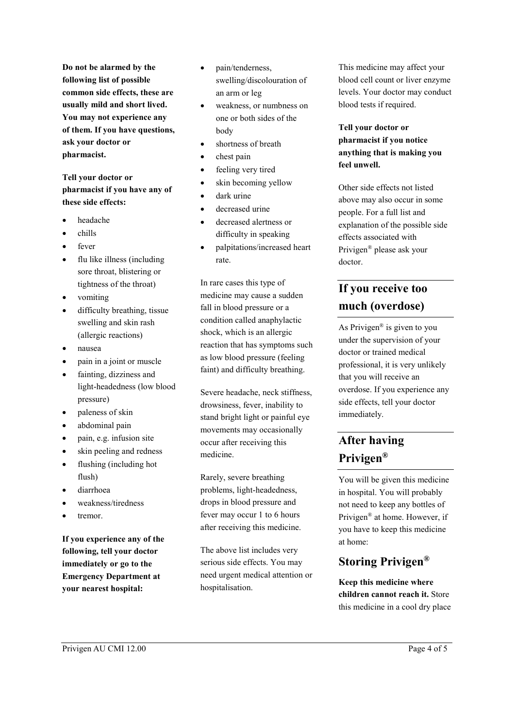**Do not be alarmed by the following list of possible common side effects, these are usually mild and short lived. You may not experience any of them. If you have questions, ask your doctor or pharmacist.**

**Tell your doctor or pharmacist if you have any of these side effects:**

- headache
- chills
- fever
- flu like illness (including sore throat, blistering or tightness of the throat)
- vomiting
- difficulty breathing, tissue swelling and skin rash (allergic reactions)
- nausea
- pain in a joint or muscle
- fainting, dizziness and light-headedness (low blood pressure)
- paleness of skin
- abdominal pain
- pain, e.g. infusion site
- skin peeling and redness
- flushing (including hot flush)
- diarrhoea
- weakness/tiredness
- tremor.

**If you experience any of the following, tell your doctor immediately or go to the Emergency Department at your nearest hospital:**

- pain/tenderness, swelling/discolouration of an arm or leg
- weakness, or numbness on one or both sides of the body
- shortness of breath
- chest pain
- feeling very tired
- skin becoming yellow
- dark urine
- decreased urine
- decreased alertness or difficulty in speaking
- palpitations/increased heart rate.

In rare cases this type of medicine may cause a sudden fall in blood pressure or a condition called anaphylactic shock, which is an allergic reaction that has symptoms such as low blood pressure (feeling faint) and difficulty breathing.

Severe headache, neck stiffness, drowsiness, fever, inability to stand bright light or painful eye movements may occasionally occur after receiving this medicine.

Rarely, severe breathing problems, light-headedness, drops in blood pressure and fever may occur 1 to 6 hours after receiving this medicine.

The above list includes very serious side effects. You may need urgent medical attention or hospitalisation.

This medicine may affect your blood cell count or liver enzyme levels. Your doctor may conduct blood tests if required.

**Tell your doctor or pharmacist if you notice anything that is making you feel unwell.**

Other side effects not listed above may also occur in some people. For a full list and explanation of the possible side effects associated with Privigen® please ask your doctor.

## If you receive too much (overdose)

As Privigen® is given to you under the supervision of your doctor or trained medical professional, it is very unlikely that you will receive an overdose. If you experience any side effects, tell your doctor immediately.

## After having Privigen®

You will be given this medicine in hospital. You will probably not need to keep any bottles of Privigen® at home. However, if you have to keep this medicine at home:

## Storing Privigen®

**Keep this medicine where children cannot reach it.** Store this medicine in a cool dry place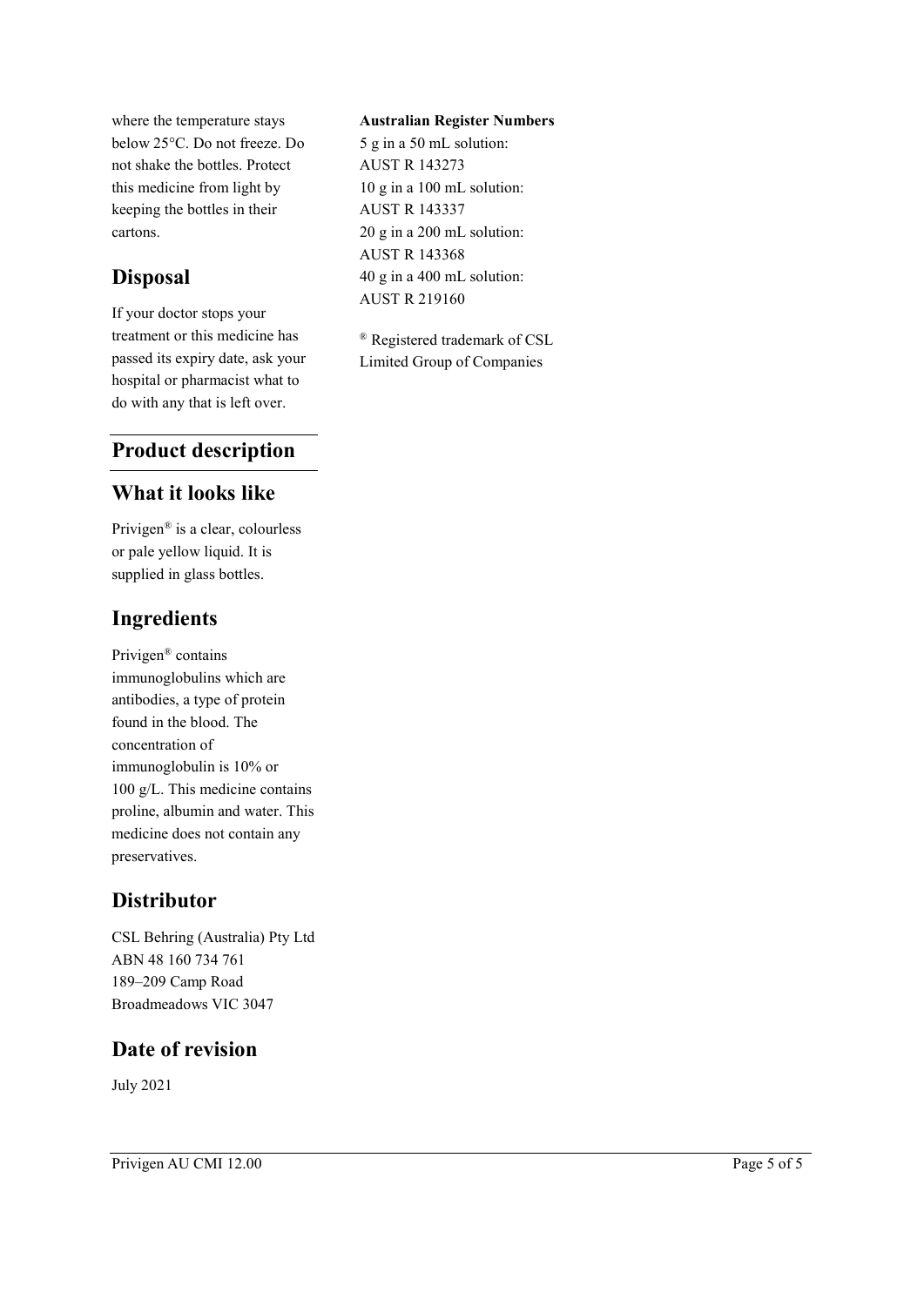where the temperature stays below 25°C. Do not freeze. Do not shake the bottles. Protect this medicine from light by keeping the bottles in their cartons.

## Disposal

If your doctor stops your treatment or this medicine has passed its expiry date, ask your hospital or pharmacist what to do with any that is left over.

# Product description

## What it looks like

Privigen® is a clear, colourless or pale yellow liquid. It is supplied in glass bottles.

## Ingredients

Privigen® contains immunoglobulins which are antibodies, a type of protein found in the blood. The concentration of immunoglobulin is 10% or 100 g/L. This medicine contains proline, albumin and water. This medicine does not contain any preservatives.

## Distributor

CSL Behring (Australia) Pty Ltd
ABN 48 160 734 761
189–209 Camp Road
Broadmeadows VIC 3047

## Date of revision

July 2021

**Australian Register Numbers**

5 g in a 50 mL solution:
AUST R 143273
10 g in a 100 mL solution:
AUST R 143337
20 g in a 200 mL solution:
AUST R 143368
40 g in a 400 mL solution:
AUST R 219160

® Registered trademark of CSL Limited Group of Companies